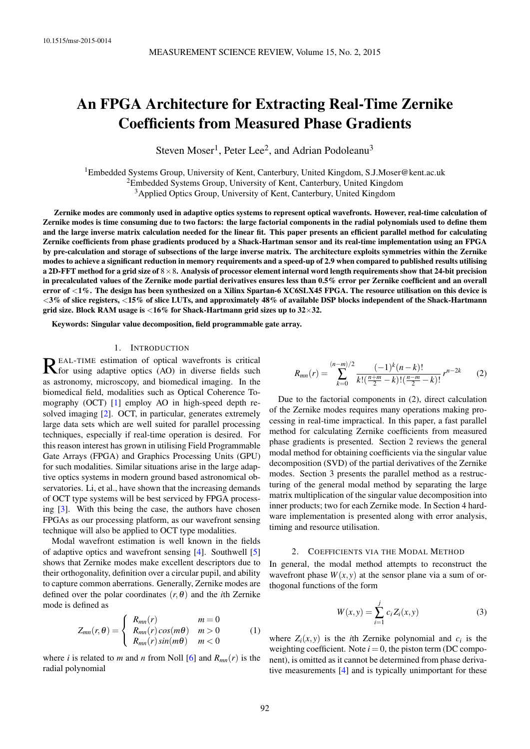10.1515/msr-2015-0014

# An FPGA Architecture for Extracting Real-Time Zernike Coefficients from Measured Phase Gradients

Steven Moser[1], Peter Lee[2], and Adrian Podoleanu[3]

[1]Embedded Systems Group, University of Kent, Canterbury, United Kingdom, S.J.Moser@kent.ac.uk
[2]Embedded Systems Group, University of Kent, Canterbury, United Kingdom
[3]Applied Optics Group, University of Kent, Canterbury, United Kingdom

**Zernike modes are commonly used in adaptive optics systems to represent optical wavefronts. However, real-time calculation of Zernike modes is time consuming due to two factors: the large factorial components in the radial polynomials used to define them and the large inverse matrix calculation needed for the linear fit. This paper presents an efficient parallel method for calculating Zernike coefficients from phase gradients produced by a Shack-Hartman sensor and its real-time implementation using an FPGA by pre-calculation and storage of subsections of the large inverse matrix. The architecture exploits symmetries within the Zernike modes to achieve a significant reduction in memory requirements and a speed-up of 2.9 when compared to published results utilising a 2D-FFT method for a grid size of $8\times 8$. Analysis of processor element internal word length requirements show that 24-bit precision in precalculated values of the Zernike mode partial derivatives ensures less than 0.5% error per Zernike coefficient and an overall error of <1%. The design has been synthesized on a Xilinx Spartan-6 XC6SLX45 FPGA. The resource utilisation on this device is <3% of slice registers, <15% of slice LUTs, and approximately 48% of available DSP blocks independent of the Shack-Hartmann grid size. Block RAM usage is <16% for Shack-Hartmann grid sizes up to 32×32.**

**Keywords: Singular value decomposition, field programmable gate array.**

## 1. Introduction

Real-time estimation of optical wavefronts is critical for using adaptive optics (AO) in diverse fields such as astronomy, microscopy, and biomedical imaging. In the biomedical field, modalities such as Optical Coherence Tomography (OCT) [1] employ AO in high-speed depth resolved imaging [2]. OCT, in particular, generates extremely large data sets which are well suited for parallel processing techniques, especially if real-time operation is desired. For this reason interest has grown in utilising Field Programmable Gate Arrays (FPGA) and Graphics Processing Units (GPU) for such modalities. Similar situations arise in the large adaptive optics systems in modern ground based astronomical observatories. Li, et al., have shown that the increasing demands of OCT type systems will be best serviced by FPGA processing [3]. With this being the case, the authors have chosen FPGAs as our processing platform, as our wavefront sensing technique will also be applied to OCT type modalities.

Modal wavefront estimation is well known in the fields of adaptive optics and wavefront sensing [4]. Southwell [5] shows that Zernike modes make excellent descriptors due to their orthogonality, definition over a circular pupil, and ability to capture common aberrations. Generally, Zernike modes are defined over the polar coordinates $(r,\theta)$ and the $i$th Zernike mode is defined as

$$Z_{mn}(r,\theta) = \begin{cases} R_{mn}(r) & m=0 \\ R_{mn}(r)\,cos(m\theta) & m>0 \\ R_{mn}(r)\,sin(m\theta) & m<0 \end{cases} \tag{1}$$

where $i$ is related to $m$ and $n$ from Noll [6] and $R_{mn}(r)$ is the radial polynomial

$$R_{mn}(r) = \sum_{k=0}^{(n-m)/2} \frac{(-1)^k (n-k)!}{k!(\frac{n+m}{2}-k)!(\frac{n-m}{2}-k)!}\, r^{n-2k} \tag{2}$$

Due to the factorial components in (2), direct calculation of the Zernike modes requires many operations making processing in real-time impractical. In this paper, a fast parallel method for calculating Zernike coefficients from measured phase gradients is presented. Section 2 reviews the general modal method for obtaining coefficients via the singular value decomposition (SVD) of the partial derivatives of the Zernike modes. Section 3 presents the parallel method as a restructuring of the general modal method by separating the large matrix multiplication of the singular value decomposition into inner products; two for each Zernike mode. In Section 4 hardware implementation is presented along with error analysis, timing and resource utilisation.

## 2. Coefficients via the Modal Method

In general, the modal method attempts to reconstruct the wavefront phase $W(x,y)$ at the sensor plane via a sum of orthogonal functions of the form

$$W(x,y) = \sum_{i=1}^{j} c_i Z_i(x,y) \tag{3}$$

where $Z_i(x,y)$ is the $i$th Zernike polynomial and $c_i$ is the weighting coefficient. Note $i=0$, the piston term (DC component), is omitted as it cannot be determined from phase derivative measurements [4] and is typically unimportant for these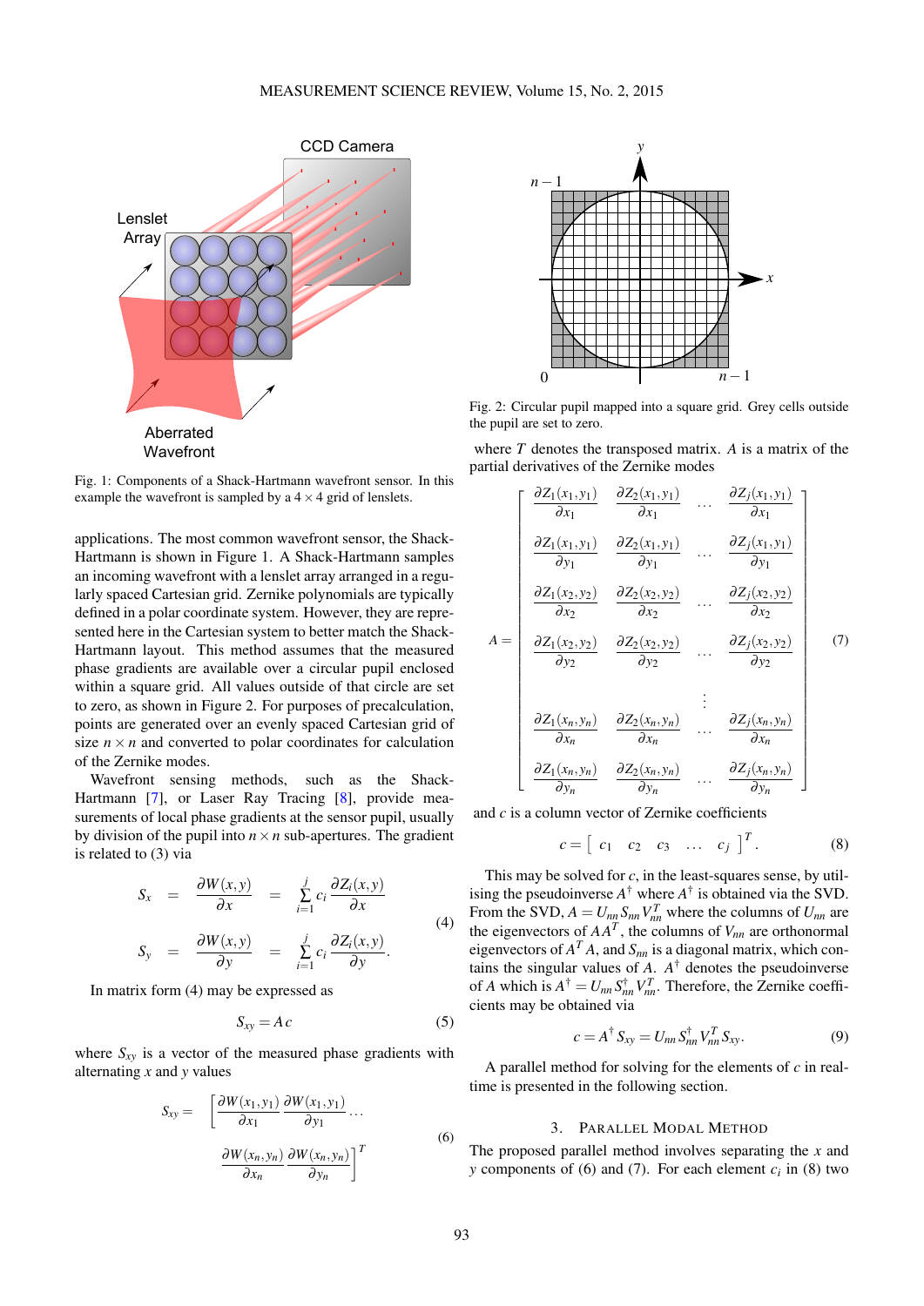Fig. 1: Components of a Shack-Hartmann wavefront sensor. In this example the wavefront is sampled by a 4 × 4 grid of lenslets.

applications. The most common wavefront sensor, the Shack-Hartmann is shown in Figure 1. A Shack-Hartmann samples an incoming wavefront with a lenslet array arranged in a regularly spaced Cartesian grid. Zernike polynomials are typically defined in a polar coordinate system. However, they are represented here in the Cartesian system to better match the Shack-Hartmann layout. This method assumes that the measured phase gradients are available over a circular pupil enclosed within a square grid. All values outside of that circle are set to zero, as shown in Figure 2. For purposes of precalculation, points are generated over an evenly spaced Cartesian grid of size $n \times n$ and converted to polar coordinates for calculation of the Zernike modes.

Wavefront sensing methods, such as the Shack-Hartmann [7], or Laser Ray Tracing [8], provide measurements of local phase gradients at the sensor pupil, usually by division of the pupil into $n \times n$ sub-apertures. The gradient is related to (3) via

$$
\begin{aligned}
S_x &= \frac{\partial W(x,y)}{\partial x} = \sum_{i=1}^{j} c_i \frac{\partial Z_i(x,y)}{\partial x} \\
S_y &= \frac{\partial W(x,y)}{\partial y} = \sum_{i=1}^{j} c_i \frac{\partial Z_i(x,y)}{\partial y}.
\end{aligned} \tag{4}
$$

In matrix form (4) may be expressed as

$$
S_{xy} = A\,c \tag{5}
$$

where $S_{xy}$ is a vector of the measured phase gradients with alternating $x$ and $y$ values

$$
S_{xy} = \left[ \frac{\partial W(x_1,y_1)}{\partial x_1} \; \frac{\partial W(x_1,y_1)}{\partial y_1} \ldots \frac{\partial W(x_n,y_n)}{\partial x_n} \; \frac{\partial W(x_n,y_n)}{\partial y_n} \right]^T \tag{6}
$$

Fig. 2: Circular pupil mapped into a square grid. Grey cells outside the pupil are set to zero.

where $T$ denotes the transposed matrix. $A$ is a matrix of the partial derivatives of the Zernike modes

$$
A = \begin{bmatrix}
\frac{\partial Z_1(x_1,y_1)}{\partial x_1} & \frac{\partial Z_2(x_1,y_1)}{\partial x_1} & \cdots & \frac{\partial Z_j(x_1,y_1)}{\partial x_1} \\
\frac{\partial Z_1(x_1,y_1)}{\partial y_1} & \frac{\partial Z_2(x_1,y_1)}{\partial y_1} & \cdots & \frac{\partial Z_j(x_1,y_1)}{\partial y_1} \\
\frac{\partial Z_1(x_2,y_2)}{\partial x_2} & \frac{\partial Z_2(x_2,y_2)}{\partial x_2} & \cdots & \frac{\partial Z_j(x_2,y_2)}{\partial x_2} \\
\frac{\partial Z_1(x_2,y_2)}{\partial y_2} & \frac{\partial Z_2(x_2,y_2)}{\partial y_2} & \cdots & \frac{\partial Z_j(x_2,y_2)}{\partial y_2} \\
 & & \vdots & \\
\frac{\partial Z_1(x_n,y_n)}{\partial x_n} & \frac{\partial Z_2(x_n,y_n)}{\partial x_n} & \cdots & \frac{\partial Z_j(x_n,y_n)}{\partial x_n} \\
\frac{\partial Z_1(x_n,y_n)}{\partial y_n} & \frac{\partial Z_2(x_n,y_n)}{\partial y_n} & \cdots & \frac{\partial Z_j(x_n,y_n)}{\partial y_n}
\end{bmatrix} \tag{7}
$$

and $c$ is a column vector of Zernike coefficients

$$
c = \begin{bmatrix} c_1 & c_2 & c_3 & \ldots & c_j \end{bmatrix}^T. \tag{8}
$$

This may be solved for $c$, in the least-squares sense, by utilising the pseudoinverse $A^\dagger$ where $A^\dagger$ is obtained via the SVD. From the SVD, $A = U_{nn} S_{nn} V_{nn}^T$ where the columns of $U_{nn}$ are the eigenvectors of $AA^T$, the columns of $V_{nn}$ are orthonormal eigenvectors of $A^T A$, and $S_{nn}$ is a diagonal matrix, which contains the singular values of $A$. $A^\dagger$ denotes the pseudoinverse of $A$ which is $A^\dagger = U_{nn} S_{nn}^\dagger V_{nn}^T$. Therefore, the Zernike coefficients may be obtained via

$$
c = A^\dagger S_{xy} = U_{nn} S_{nn}^\dagger V_{nn}^T S_{xy}. \tag{9}
$$

A parallel method for solving for the elements of $c$ in real-time is presented in the following section.

## 3. Parallel Modal Method

The proposed parallel method involves separating the $x$ and $y$ components of (6) and (7). For each element $c_i$ in (8) two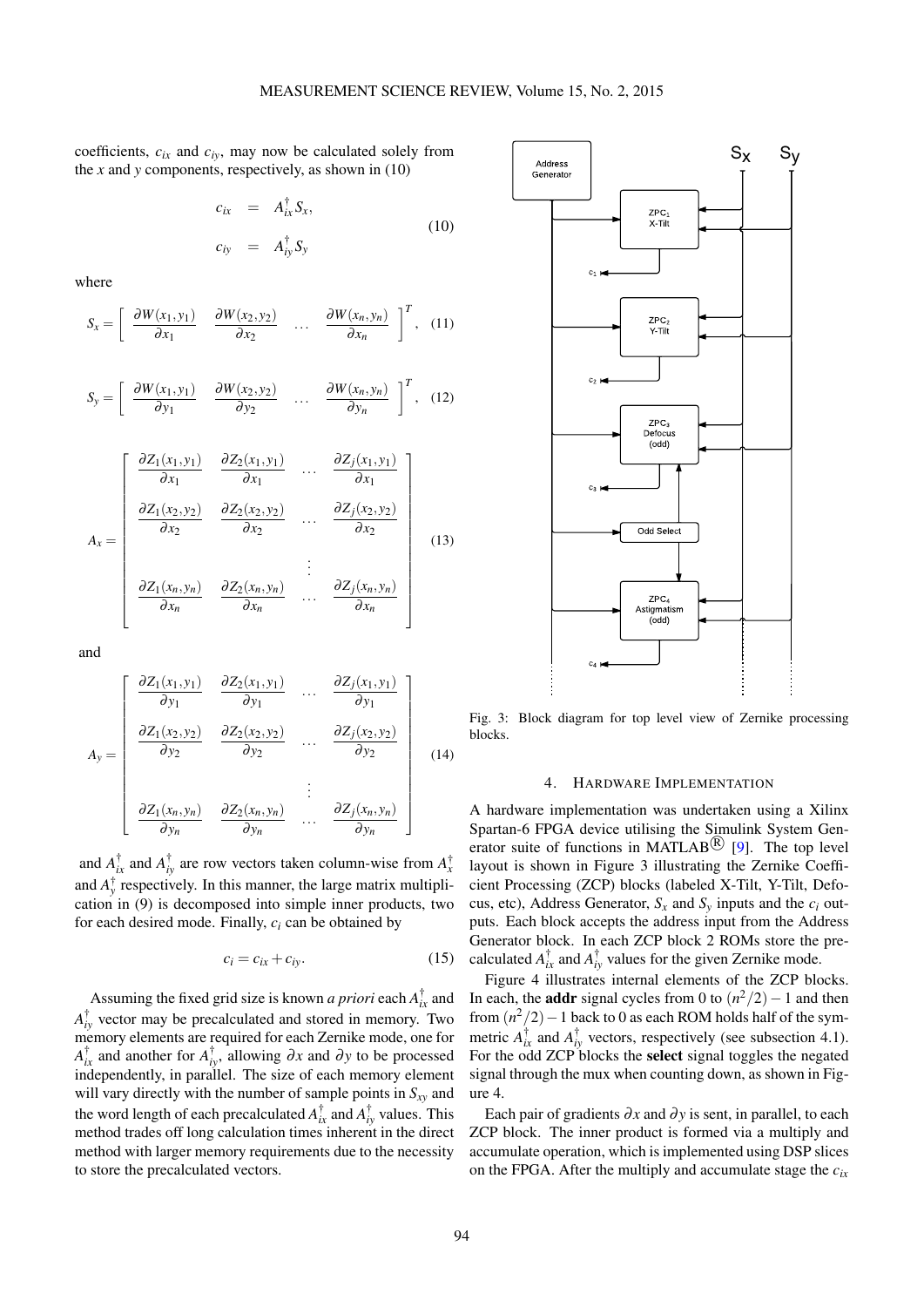coefficients, $c_{ix}$ and $c_{iy}$, may now be calculated solely from the $x$ and $y$ components, respectively, as shown in (10)

$$
\begin{aligned}
c_{ix} &= A_{ix}^{\dagger} S_x, \\
c_{iy} &= A_{iy}^{\dagger} S_y
\end{aligned} \tag{10}
$$

where

$$
S_x = \left[ \begin{array}{cccc} \frac{\partial W(x_1,y_1)}{\partial x_1} & \frac{\partial W(x_2,y_2)}{\partial x_2} & \dots & \frac{\partial W(x_n,y_n)}{\partial x_n} \end{array} \right]^T, \tag{11}
$$

$$
S_y = \left[ \begin{array}{cccc} \frac{\partial W(x_1,y_1)}{\partial y_1} & \frac{\partial W(x_2,y_2)}{\partial y_2} & \dots & \frac{\partial W(x_n,y_n)}{\partial y_n} \end{array} \right]^T, \tag{12}
$$

$$
A_x = \left[ \begin{array}{cccc}
\frac{\partial Z_1(x_1,y_1)}{\partial x_1} & \frac{\partial Z_2(x_1,y_1)}{\partial x_1} & \dots & \frac{\partial Z_j(x_1,y_1)}{\partial x_1} \\
\frac{\partial Z_1(x_2,y_2)}{\partial x_2} & \frac{\partial Z_2(x_2,y_2)}{\partial x_2} & \dots & \frac{\partial Z_j(x_2,y_2)}{\partial x_2} \\
 & & \vdots & \\
\frac{\partial Z_1(x_n,y_n)}{\partial x_n} & \frac{\partial Z_2(x_n,y_n)}{\partial x_n} & \dots & \frac{\partial Z_j(x_n,y_n)}{\partial x_n}
\end{array} \right] \tag{13}
$$

and

$$
A_y = \left[ \begin{array}{cccc}
\frac{\partial Z_1(x_1,y_1)}{\partial y_1} & \frac{\partial Z_2(x_1,y_1)}{\partial y_1} & \dots & \frac{\partial Z_j(x_1,y_1)}{\partial y_1} \\
\frac{\partial Z_1(x_2,y_2)}{\partial y_2} & \frac{\partial Z_2(x_2,y_2)}{\partial y_2} & \dots & \frac{\partial Z_j(x_2,y_2)}{\partial y_2} \\
 & & \vdots & \\
\frac{\partial Z_1(x_n,y_n)}{\partial y_n} & \frac{\partial Z_2(x_n,y_n)}{\partial y_n} & \dots & \frac{\partial Z_j(x_n,y_n)}{\partial y_n}
\end{array} \right] \tag{14}
$$

and $A_{ix}^{\dagger}$ and $A_{iy}^{\dagger}$ are row vectors taken column-wise from $A_x^{\dagger}$ and $A_y^{\dagger}$ respectively. In this manner, the large matrix multiplication in (9) is decomposed into simple inner products, two for each desired mode. Finally, $c_i$ can be obtained by

$$
c_i = c_{ix} + c_{iy}. \tag{15}
$$

Assuming the fixed grid size is known *a priori* each $A_{ix}^{\dagger}$ and $A_{iy}^{\dagger}$ vector may be precalculated and stored in memory. Two memory elements are required for each Zernike mode, one for $A_{ix}^{\dagger}$ and another for $A_{iy}^{\dagger}$, allowing $\partial x$ and $\partial y$ to be processed independently, in parallel. The size of each memory element will vary directly with the number of sample points in $S_{xy}$ and the word length of each precalculated $A_{ix}^{\dagger}$ and $A_{iy}^{\dagger}$ values. This method trades off long calculation times inherent in the direct method with larger memory requirements due to the necessity to store the precalculated vectors.

Fig. 3: Block diagram for top level view of Zernike processing blocks.

## 4. HARDWARE IMPLEMENTATION

A hardware implementation was undertaken using a Xilinx Spartan-6 FPGA device utilising the Simulink System Generator suite of functions in MATLAB® [9]. The top level layout is shown in Figure 3 illustrating the Zernike Coefficient Processing (ZCP) blocks (labeled X-Tilt, Y-Tilt, Defocus, etc), Address Generator, $S_x$ and $S_y$ inputs and the $c_i$ outputs. Each block accepts the address input from the Address Generator block. In each ZCP block 2 ROMs store the precalculated $A_{ix}^{\dagger}$ and $A_{iy}^{\dagger}$ values for the given Zernike mode.

Figure 4 illustrates internal elements of the ZCP blocks. In each, the **addr** signal cycles from 0 to $(n^2/2)-1$ and then from $(n^2/2)-1$ back to 0 as each ROM holds half of the symmetric $A_{ix}^{\dagger}$ and $A_{iy}^{\dagger}$ vectors, respectively (see subsection 4.1). For the odd ZCP blocks the **select** signal toggles the negated signal through the mux when counting down, as shown in Figure 4.

Each pair of gradients $\partial x$ and $\partial y$ is sent, in parallel, to each ZCP block. The inner product is formed via a multiply and accumulate operation, which is implemented using DSP slices on the FPGA. After the multiply and accumulate stage the $c_{ix}$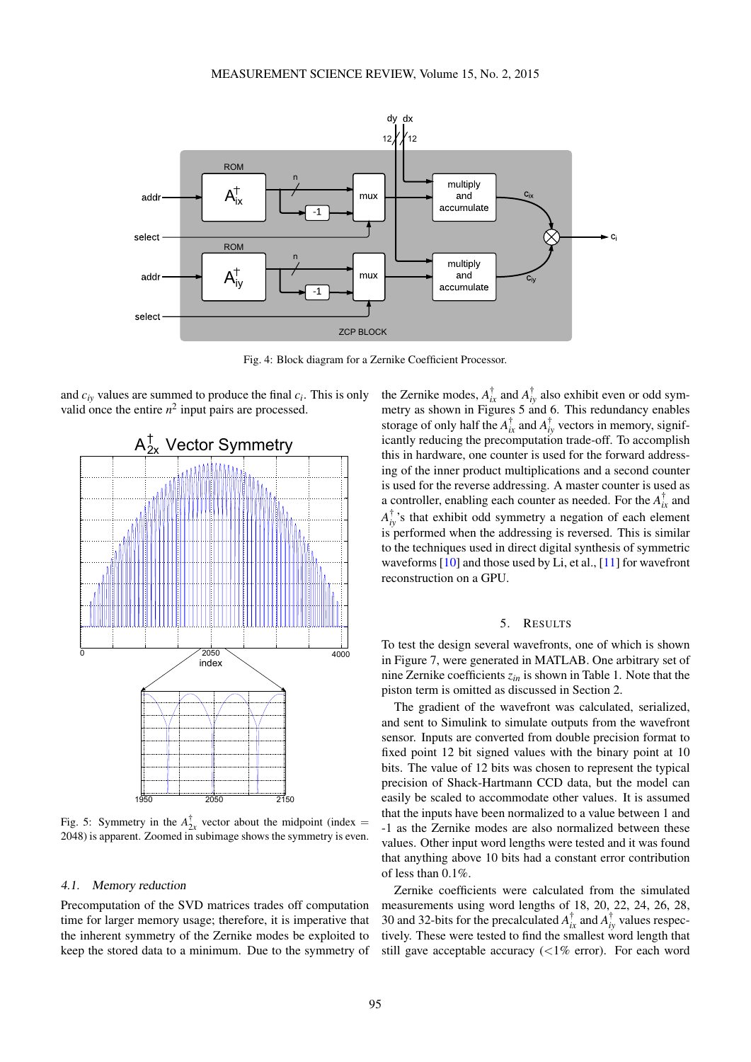Fig. 4: Block diagram for a Zernike Coefficient Processor.

and $c_{iy}$ values are summed to produce the final $c_i$. This is only valid once the entire $n^2$ input pairs are processed.

Fig. 5: Symmetry in the $A^{\dagger}_{2x}$ vector about the midpoint (index = 2048) is apparent. Zoomed in subimage shows the symmetry is even.

### 4.1. Memory reduction

Precomputation of the SVD matrices trades off computation time for larger memory usage; therefore, it is imperative that the inherent symmetry of the Zernike modes be exploited to keep the stored data to a minimum. Due to the symmetry of the Zernike modes, $A^{\dagger}_{ix}$ and $A^{\dagger}_{iy}$ also exhibit even or odd symmetry as shown in Figures 5 and 6. This redundancy enables storage of only half the $A^{\dagger}_{ix}$ and $A^{\dagger}_{iy}$ vectors in memory, significantly reducing the precomputation trade-off. To accomplish this in hardware, one counter is used for the forward addressing of the inner product multiplications and a second counter is used for the reverse addressing. A master counter is used as a controller, enabling each counter as needed. For the $A^{\dagger}_{ix}$ and $A^{\dagger}_{iy}$'s that exhibit odd symmetry a negation of each element is performed when the addressing is reversed. This is similar to the techniques used in direct digital synthesis of symmetric waveforms [10] and those used by Li, et al., [11] for wavefront reconstruction on a GPU.

## 5. Results

To test the design several wavefronts, one of which is shown in Figure 7, were generated in MATLAB. One arbitrary set of nine Zernike coefficients $z_{in}$ is shown in Table 1. Note that the piston term is omitted as discussed in Section 2.

The gradient of the wavefront was calculated, serialized, and sent to Simulink to simulate outputs from the wavefront sensor. Inputs are converted from double precision format to fixed point 12 bit signed values with the binary point at 10 bits. The value of 12 bits was chosen to represent the typical precision of Shack-Hartmann CCD data, but the model can easily be scaled to accommodate other values. It is assumed that the inputs have been normalized to a value between 1 and -1 as the Zernike modes are also normalized between these values. Other input word lengths were tested and it was found that anything above 10 bits had a constant error contribution of less than 0.1%.

Zernike coefficients were calculated from the simulated measurements using word lengths of 18, 20, 22, 24, 26, 28, 30 and 32-bits for the precalculated $A^{\dagger}_{ix}$ and $A^{\dagger}_{iy}$ values respectively. These were tested to find the smallest word length that still gave acceptable accuracy (<1% error). For each word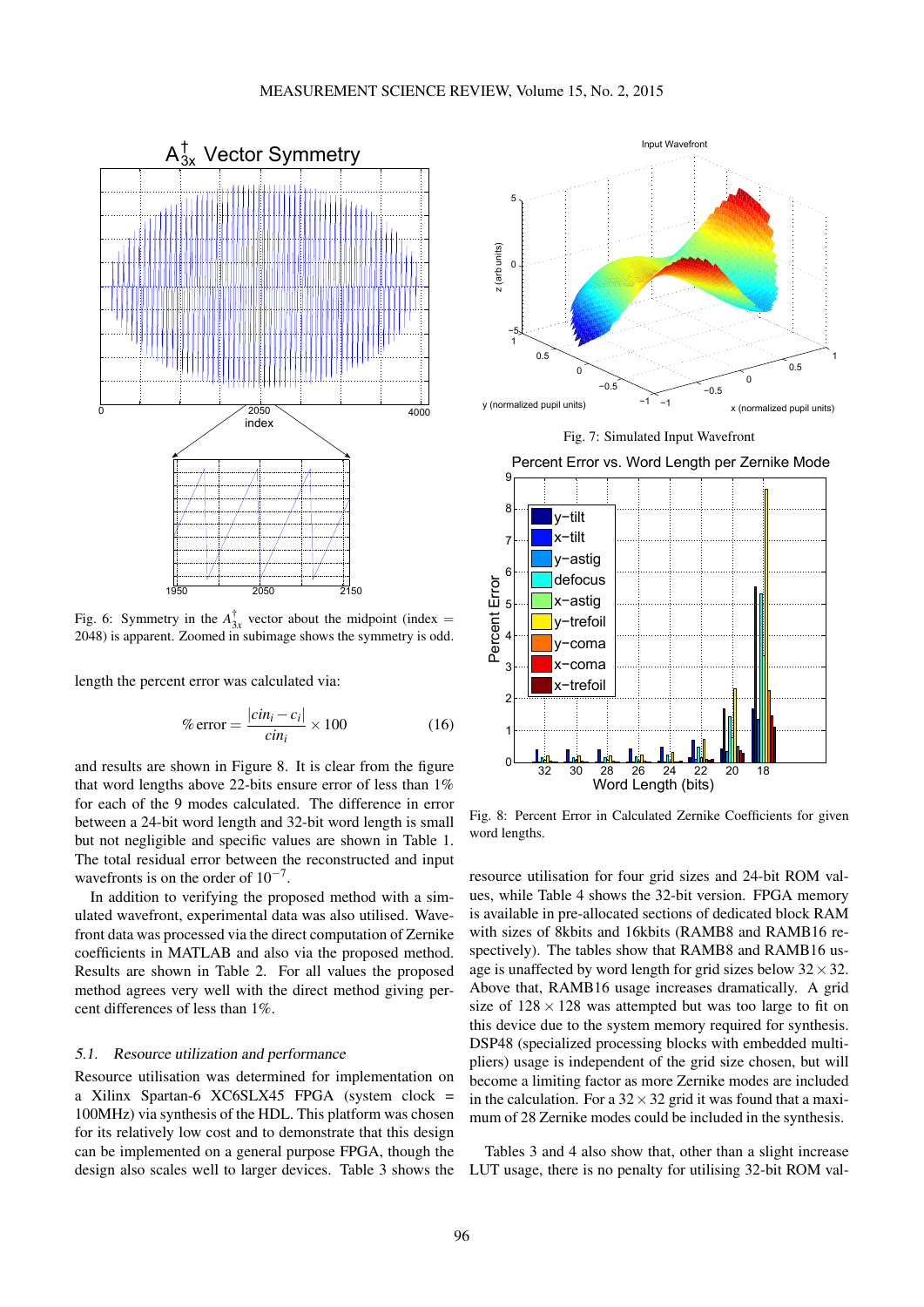Fig. 6: Symmetry in the $A^{\dagger}_{3x}$ vector about the midpoint (index = 2048) is apparent. Zoomed in subimage shows the symmetry is odd.

Fig. 7: Simulated Input Wavefront

Fig. 8: Percent Error in Calculated Zernike Coefficients for given word lengths.

length the percent error was calculated via:

$$\% \, \text{error} = \frac{|cin_i - c_i|}{cin_i} \times 100 \tag{16}$$

and results are shown in Figure 8. It is clear from the figure that word lengths above 22-bits ensure error of less than 1% for each of the 9 modes calculated. The difference in error between a 24-bit word length and 32-bit word length is small but not negligible and specific values are shown in Table 1. The total residual error between the reconstructed and input wavefronts is on the order of $10^{-7}$.

In addition to verifying the proposed method with a simulated wavefront, experimental data was also utilised. Wavefront data was processed via the direct computation of Zernike coefficients in MATLAB and also via the proposed method. Results are shown in Table 2. For all values the proposed method agrees very well with the direct method giving percent differences of less than 1%.

### 5.1. Resource utilization and performance

Resource utilisation was determined for implementation on a Xilinx Spartan-6 XC6SLX45 FPGA (system clock = 100MHz) via synthesis of the HDL. This platform was chosen for its relatively low cost and to demonstrate that this design can be implemented on a general purpose FPGA, though the design also scales well to larger devices. Table 3 shows the resource utilisation for four grid sizes and 24-bit ROM values, while Table 4 shows the 32-bit version. FPGA memory is available in pre-allocated sections of dedicated block RAM with sizes of 8kbits and 16kbits (RAMB8 and RAMB16 respectively). The tables show that RAMB8 and RAMB16 usage is unaffected by word length for grid sizes below $32 \times 32$. Above that, RAMB16 usage increases dramatically. A grid size of $128 \times 128$ was attempted but was too large to fit on this device due to the system memory required for synthesis. DSP48 (specialized processing blocks with embedded multipliers) usage is independent of the grid size chosen, but will become a limiting factor as more Zernike modes are included in the calculation. For a $32 \times 32$ grid it was found that a maximum of 28 Zernike modes could be included in the synthesis.

Tables 3 and 4 also show that, other than a slight increase LUT usage, there is no penalty for utilising 32-bit ROM val-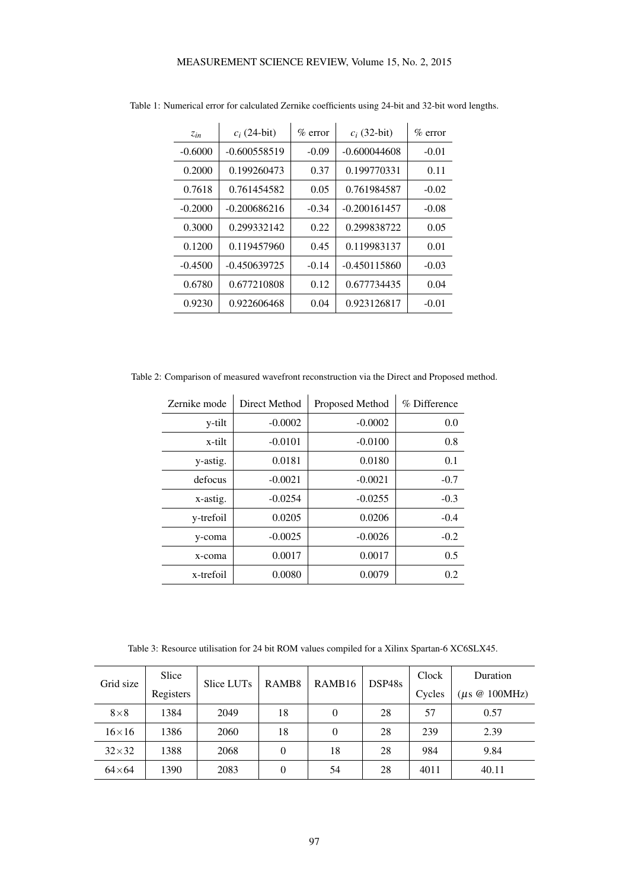Table 1: Numerical error for calculated Zernike coefficients using 24-bit and 32-bit word lengths.

| $z_{in}$ | $c_i$ (24-bit) | % error | $c_i$ (32-bit) | % error |
|---|---|---|---|---|
| -0.6000 | -0.600558519 | -0.09 | -0.600044608 | -0.01 |
| 0.2000 | 0.199260473 | 0.37 | 0.199770331 | 0.11 |
| 0.7618 | 0.761454582 | 0.05 | 0.761984587 | -0.02 |
| -0.2000 | -0.200686216 | -0.34 | -0.200161457 | -0.08 |
| 0.3000 | 0.299332142 | 0.22 | 0.299838722 | 0.05 |
| 0.1200 | 0.119457960 | 0.45 | 0.119983137 | 0.01 |
| -0.4500 | -0.450639725 | -0.14 | -0.450115860 | -0.03 |
| 0.6780 | 0.677210808 | 0.12 | 0.677734435 | 0.04 |
| 0.9230 | 0.922606468 | 0.04 | 0.923126817 | -0.01 |

Table 2: Comparison of measured wavefront reconstruction via the Direct and Proposed method.

| Zernike mode | Direct Method | Proposed Method | % Difference |
|---|---|---|---|
| y-tilt | -0.0002 | -0.0002 | 0.0 |
| x-tilt | -0.0101 | -0.0100 | 0.8 |
| y-astig. | 0.0181 | 0.0180 | 0.1 |
| defocus | -0.0021 | -0.0021 | -0.7 |
| x-astig. | -0.0254 | -0.0255 | -0.3 |
| y-trefoil | 0.0205 | 0.0206 | -0.4 |
| y-coma | -0.0025 | -0.0026 | -0.2 |
| x-coma | 0.0017 | 0.0017 | 0.5 |
| x-trefoil | 0.0080 | 0.0079 | 0.2 |

Table 3: Resource utilisation for 24 bit ROM values compiled for a Xilinx Spartan-6 XC6SLX45.

| Grid size | Slice Registers | Slice LUTs | RAMB8 | RAMB16 | DSP48s | Clock Cycles | Duration ($\mu$s @ 100MHz) |
|---|---|---|---|---|---|---|---|
| $8\times8$ | 1384 | 2049 | 18 | 0 | 28 | 57 | 0.57 |
| $16\times16$ | 1386 | 2060 | 18 | 0 | 28 | 239 | 2.39 |
| $32\times32$ | 1388 | 2068 | 0 | 18 | 28 | 984 | 9.84 |
| $64\times64$ | 1390 | 2083 | 0 | 54 | 28 | 4011 | 40.11 |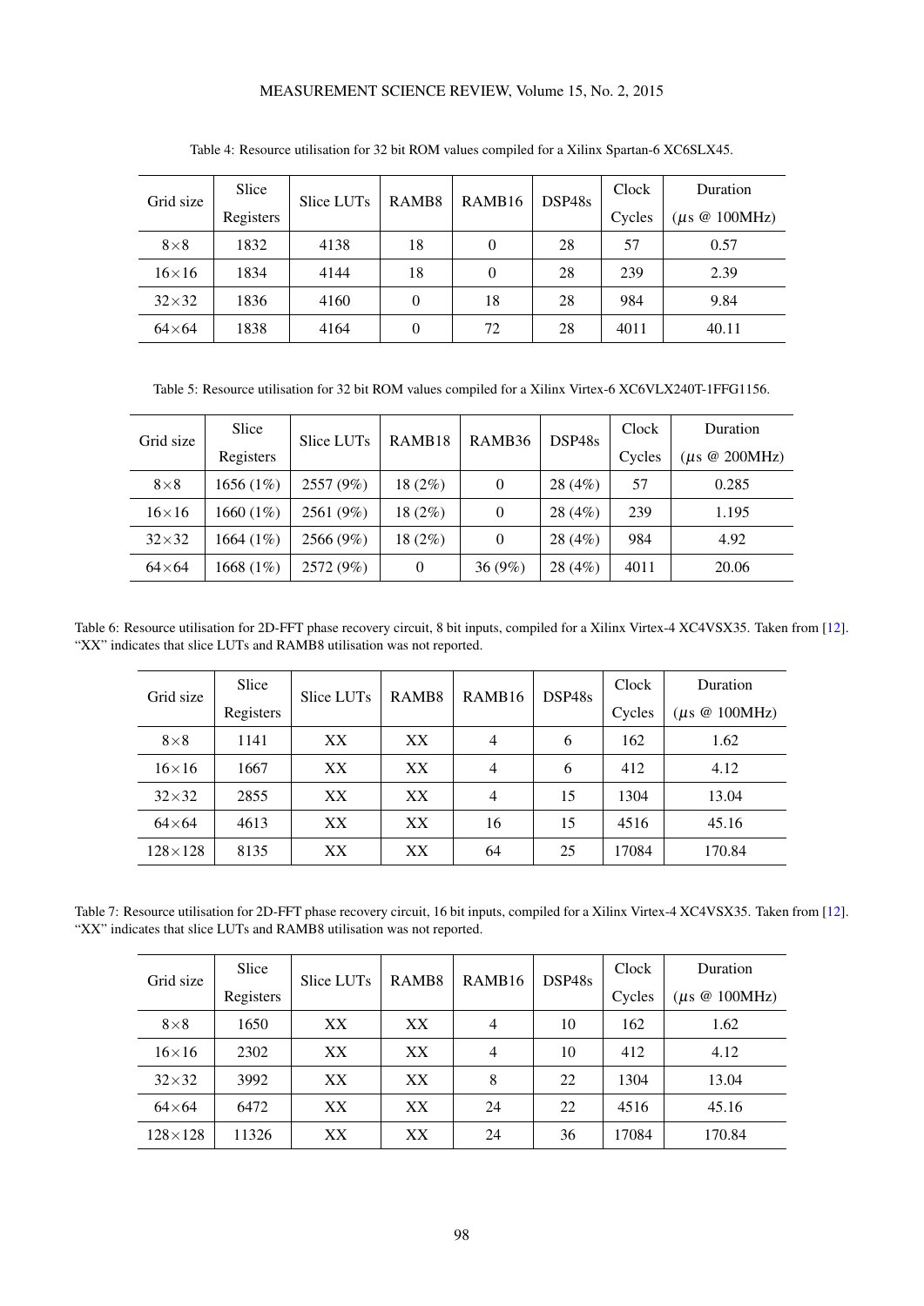Table 4: Resource utilisation for 32 bit ROM values compiled for a Xilinx Spartan-6 XC6SLX45.

| Grid size | Slice Registers | Slice LUTs | RAMB8 | RAMB16 | DSP48s | Clock Cycles | Duration ($\mu$s @ 100MHz) |
|---|---|---|---|---|---|---|---|
| 8×8 | 1832 | 4138 | 18 | 0 | 28 | 57 | 0.57 |
| 16×16 | 1834 | 4144 | 18 | 0 | 28 | 239 | 2.39 |
| 32×32 | 1836 | 4160 | 0 | 18 | 28 | 984 | 9.84 |
| 64×64 | 1838 | 4164 | 0 | 72 | 28 | 4011 | 40.11 |

Table 5: Resource utilisation for 32 bit ROM values compiled for a Xilinx Virtex-6 XC6VLX240T-1FFG1156.

| Grid size | Slice Registers | Slice LUTs | RAMB18 | RAMB36 | DSP48s | Clock Cycles | Duration ($\mu$s @ 200MHz) |
|---|---|---|---|---|---|---|---|
| 8×8 | 1656 (1%) | 2557 (9%) | 18 (2%) | 0 | 28 (4%) | 57 | 0.285 |
| 16×16 | 1660 (1%) | 2561 (9%) | 18 (2%) | 0 | 28 (4%) | 239 | 1.195 |
| 32×32 | 1664 (1%) | 2566 (9%) | 18 (2%) | 0 | 28 (4%) | 984 | 4.92 |
| 64×64 | 1668 (1%) | 2572 (9%) | 0 | 36 (9%) | 28 (4%) | 4011 | 20.06 |

Table 6: Resource utilisation for 2D-FFT phase recovery circuit, 8 bit inputs, compiled for a Xilinx Virtex-4 XC4VSX35. Taken from [12]. "XX" indicates that slice LUTs and RAMB8 utilisation was not reported.

| Grid size | Slice Registers | Slice LUTs | RAMB8 | RAMB16 | DSP48s | Clock Cycles | Duration ($\mu$s @ 100MHz) |
|---|---|---|---|---|---|---|---|
| 8×8 | 1141 | XX | XX | 4 | 6 | 162 | 1.62 |
| 16×16 | 1667 | XX | XX | 4 | 6 | 412 | 4.12 |
| 32×32 | 2855 | XX | XX | 4 | 15 | 1304 | 13.04 |
| 64×64 | 4613 | XX | XX | 16 | 15 | 4516 | 45.16 |
| 128×128 | 8135 | XX | XX | 64 | 25 | 17084 | 170.84 |

Table 7: Resource utilisation for 2D-FFT phase recovery circuit, 16 bit inputs, compiled for a Xilinx Virtex-4 XC4VSX35. Taken from [12]. "XX" indicates that slice LUTs and RAMB8 utilisation was not reported.

| Grid size | Slice Registers | Slice LUTs | RAMB8 | RAMB16 | DSP48s | Clock Cycles | Duration ($\mu$s @ 100MHz) |
|---|---|---|---|---|---|---|---|
| 8×8 | 1650 | XX | XX | 4 | 10 | 162 | 1.62 |
| 16×16 | 2302 | XX | XX | 4 | 10 | 412 | 4.12 |
| 32×32 | 3992 | XX | XX | 8 | 22 | 1304 | 13.04 |
| 64×64 | 6472 | XX | XX | 24 | 22 | 4516 | 45.16 |
| 128×128 | 11326 | XX | XX | 24 | 36 | 17084 | 170.84 |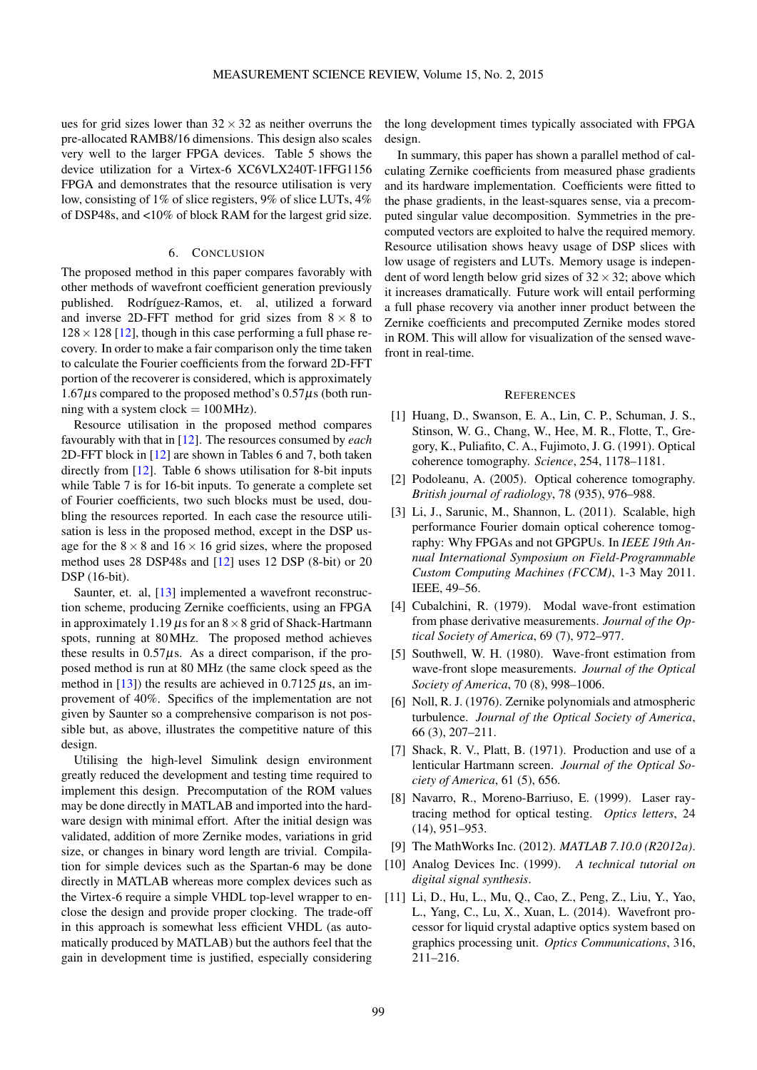ues for grid sizes lower than $32 \times 32$ as neither overruns the pre-allocated RAMB8/16 dimensions. This design also scales very well to the larger FPGA devices. Table 5 shows the device utilization for a Virtex-6 XC6VLX240T-1FFG1156 FPGA and demonstrates that the resource utilisation is very low, consisting of 1% of slice registers, 9% of slice LUTs, 4% of DSP48s, and <10% of block RAM for the largest grid size.

## 6. Conclusion

The proposed method in this paper compares favorably with other methods of wavefront coefficient generation previously published. Rodríguez-Ramos, et. al, utilized a forward and inverse 2D-FFT method for grid sizes from $8 \times 8$ to $128 \times 128$ [12], though in this case performing a full phase recovery. In order to make a fair comparison only the time taken to calculate the Fourier coefficients from the forward 2D-FFT portion of the recoverer is considered, which is approximately $1.67\mu$s compared to the proposed method's $0.57\mu$s (both running with a system clock = 100MHz).

Resource utilisation in the proposed method compares favourably with that in [12]. The resources consumed by *each* 2D-FFT block in [12] are shown in Tables 6 and 7, both taken directly from [12]. Table 6 shows utilisation for 8-bit inputs while Table 7 is for 16-bit inputs. To generate a complete set of Fourier coefficients, two such blocks must be used, doubling the resources reported. In each case the resource utilisation is less in the proposed method, except in the DSP usage for the $8 \times 8$ and $16 \times 16$ grid sizes, where the proposed method uses 28 DSP48s and [12] uses 12 DSP (8-bit) or 20 DSP (16-bit).

Saunter, et. al, [13] implemented a wavefront reconstruction scheme, producing Zernike coefficients, using an FPGA in approximately 1.19 $\mu$s for an $8 \times 8$ grid of Shack-Hartmann spots, running at 80MHz. The proposed method achieves these results in $0.57\mu$s. As a direct comparison, if the proposed method is run at 80 MHz (the same clock speed as the method in [13]) the results are achieved in 0.7125 $\mu$s, an improvement of 40%. Specifics of the implementation are not given by Saunter so a comprehensive comparison is not possible but, as above, illustrates the competitive nature of this design.

Utilising the high-level Simulink design environment greatly reduced the development and testing time required to implement this design. Precomputation of the ROM values may be done directly in MATLAB and imported into the hardware design with minimal effort. After the initial design was validated, addition of more Zernike modes, variations in grid size, or changes in binary word length are trivial. Compilation for simple devices such as the Spartan-6 may be done directly in MATLAB whereas more complex devices such as the Virtex-6 require a simple VHDL top-level wrapper to enclose the design and provide proper clocking. The trade-off in this approach is somewhat less efficient VHDL (as automatically produced by MATLAB) but the authors feel that the gain in development time is justified, especially considering the long development times typically associated with FPGA design.

In summary, this paper has shown a parallel method of calculating Zernike coefficients from measured phase gradients and its hardware implementation. Coefficients were fitted to the phase gradients, in the least-squares sense, via a precomputed singular value decomposition. Symmetries in the precomputed vectors are exploited to halve the required memory. Resource utilisation shows heavy usage of DSP slices with low usage of registers and LUTs. Memory usage is independent of word length below grid sizes of $32 \times 32$; above which it increases dramatically. Future work will entail performing a full phase recovery via another inner product between the Zernike coefficients and precomputed Zernike modes stored in ROM. This will allow for visualization of the sensed wavefront in real-time.

## References

[1] Huang, D., Swanson, E. A., Lin, C. P., Schuman, J. S., Stinson, W. G., Chang, W., Hee, M. R., Flotte, T., Gregory, K., Puliafito, C. A., Fujimoto, J. G. (1991). Optical coherence tomography. *Science*, 254, 1178–1181.

[2] Podoleanu, A. (2005). Optical coherence tomography. *British journal of radiology*, 78 (935), 976–988.

[3] Li, J., Sarunic, M., Shannon, L. (2011). Scalable, high performance Fourier domain optical coherence tomography: Why FPGAs and not GPGPUs. In *IEEE 19th Annual International Symposium on Field-Programmable Custom Computing Machines (FCCM)*, 1-3 May 2011. IEEE, 49–56.

[4] Cubalchini, R. (1979). Modal wave-front estimation from phase derivative measurements. *Journal of the Optical Society of America*, 69 (7), 972–977.

[5] Southwell, W. H. (1980). Wave-front estimation from wave-front slope measurements. *Journal of the Optical Society of America*, 70 (8), 998–1006.

[6] Noll, R. J. (1976). Zernike polynomials and atmospheric turbulence. *Journal of the Optical Society of America*, 66 (3), 207–211.

[7] Shack, R. V., Platt, B. (1971). Production and use of a lenticular Hartmann screen. *Journal of the Optical Society of America*, 61 (5), 656.

[8] Navarro, R., Moreno-Barriuso, E. (1999). Laser ray-tracing method for optical testing. *Optics letters*, 24 (14), 951–953.

[9] The MathWorks Inc. (2012). *MATLAB 7.10.0 (R2012a)*.

[10] Analog Devices Inc. (1999). *A technical tutorial on digital signal synthesis*.

[11] Li, D., Hu, L., Mu, Q., Cao, Z., Peng, Z., Liu, Y., Yao, L., Yang, C., Lu, X., Xuan, L. (2014). Wavefront processor for liquid crystal adaptive optics system based on graphics processing unit. *Optics Communications*, 316, 211–216.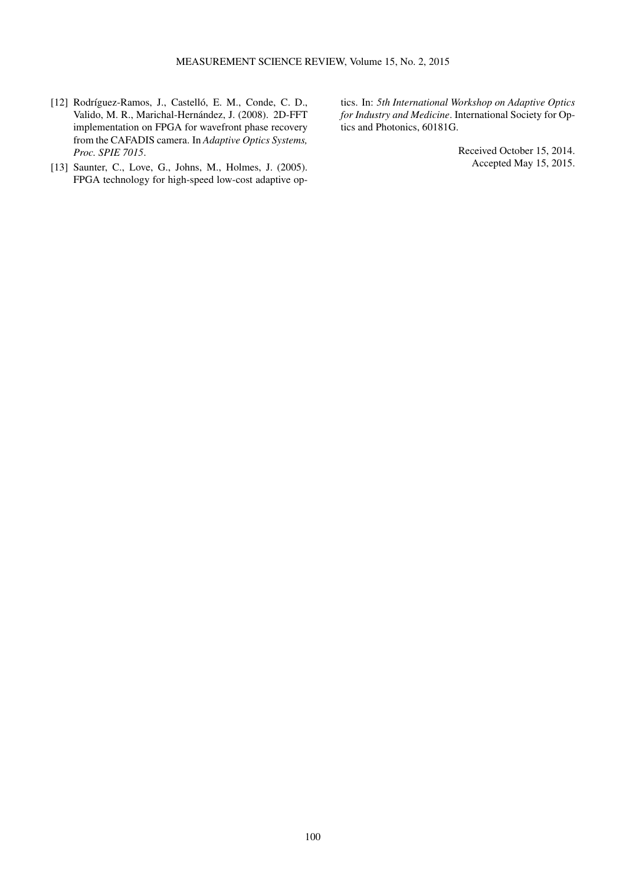[12] Rodríguez-Ramos, J., Castelló, E. M., Conde, C. D., Valido, M. R., Marichal-Hernández, J. (2008). 2D-FFT implementation on FPGA for wavefront phase recovery from the CAFADIS camera. In *Adaptive Optics Systems, Proc. SPIE 7015*.

[13] Saunter, C., Love, G., Johns, M., Holmes, J. (2005). FPGA technology for high-speed low-cost adaptive optics. In: *5th International Workshop on Adaptive Optics for Industry and Medicine*. International Society for Optics and Photonics, 60181G.

Received October 15, 2014.
Accepted May 15, 2015.